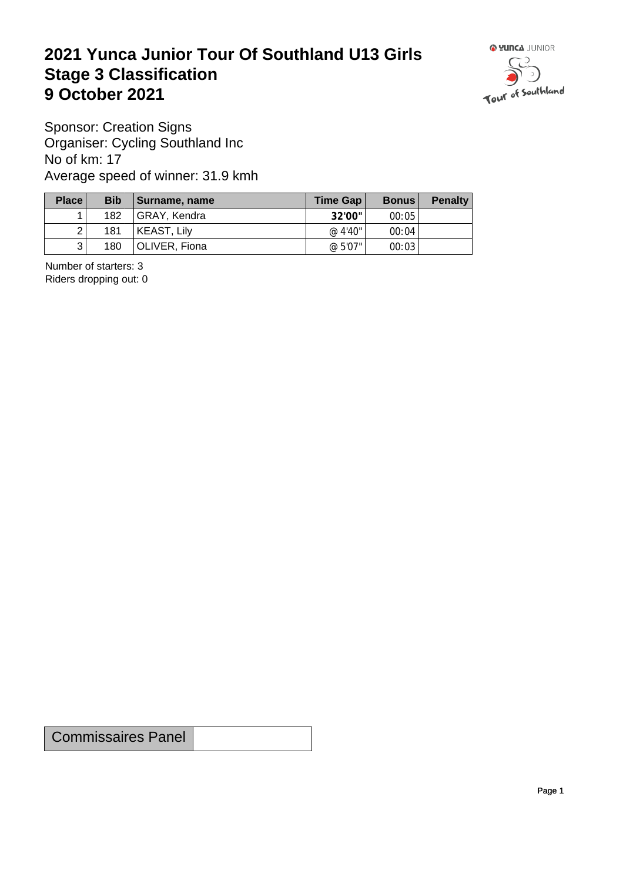# 2021 Yunca Junior Tour Of Southland U13 Girls
# Stage 3 Classification
# 9 October 2021

Sponsor: Creation Signs
Organiser: Cycling Southland Inc
No of km: 17
Average speed of winner: 31.9 kmh

| Place | Bib | Surname, name | Time Gap | Bonus | Penalty |
|---|---|---|---|---|---|
| 1 | 182 | GRAY, Kendra | **32'00"** | 00:05 | |
| 2 | 181 | KEAST, Lily | @ 4'40" | 00:04 | |
| 3 | 180 | OLIVER, Fiona | @ 5'07" | 00:03 | |

Number of starters: 3
Riders dropping out: 0

| Commissaires Panel | |
|---|---|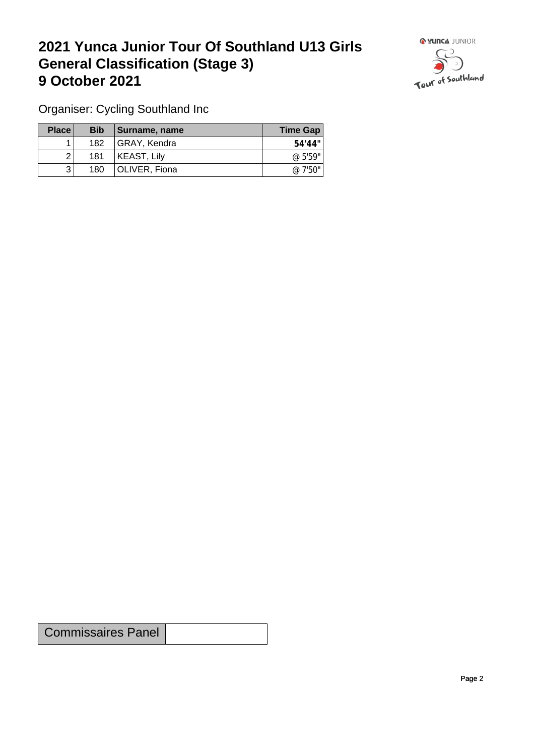# 2021 Yunca Junior Tour Of Southland U13 Girls General Classification (Stage 3)
# 9 October 2021

Organiser: Cycling Southland Inc

| Place | Bib | Surname, name | Time Gap |
|---|---|---|---|
| 1 | 182 | GRAY, Kendra | **54'44"** |
| 2 | 181 | KEAST, Lily | @ 5'59" |
| 3 | 180 | OLIVER, Fiona | @ 7'50" |

| Commissaires Panel | |
|---|---|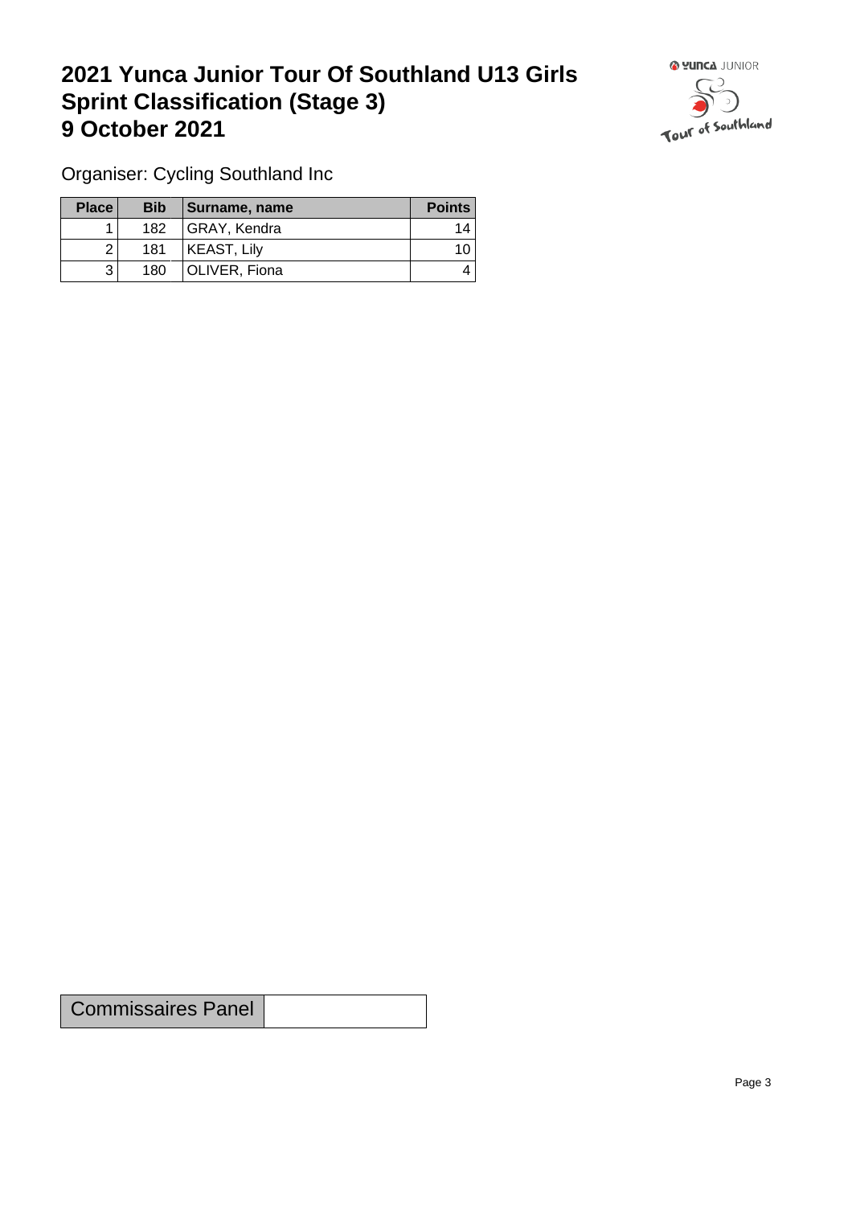# 2021 Yunca Junior Tour Of Southland U13 Girls Sprint Classification (Stage 3) 9 October 2021

Organiser: Cycling Southland Inc

| Place | Bib | Surname, name | Points |
|---|---|---|---|
| 1 | 182 | GRAY, Kendra | 14 |
| 2 | 181 | KEAST, Lily | 10 |
| 3 | 180 | OLIVER, Fiona | 4 |

| Commissaires Panel | |
|---|---|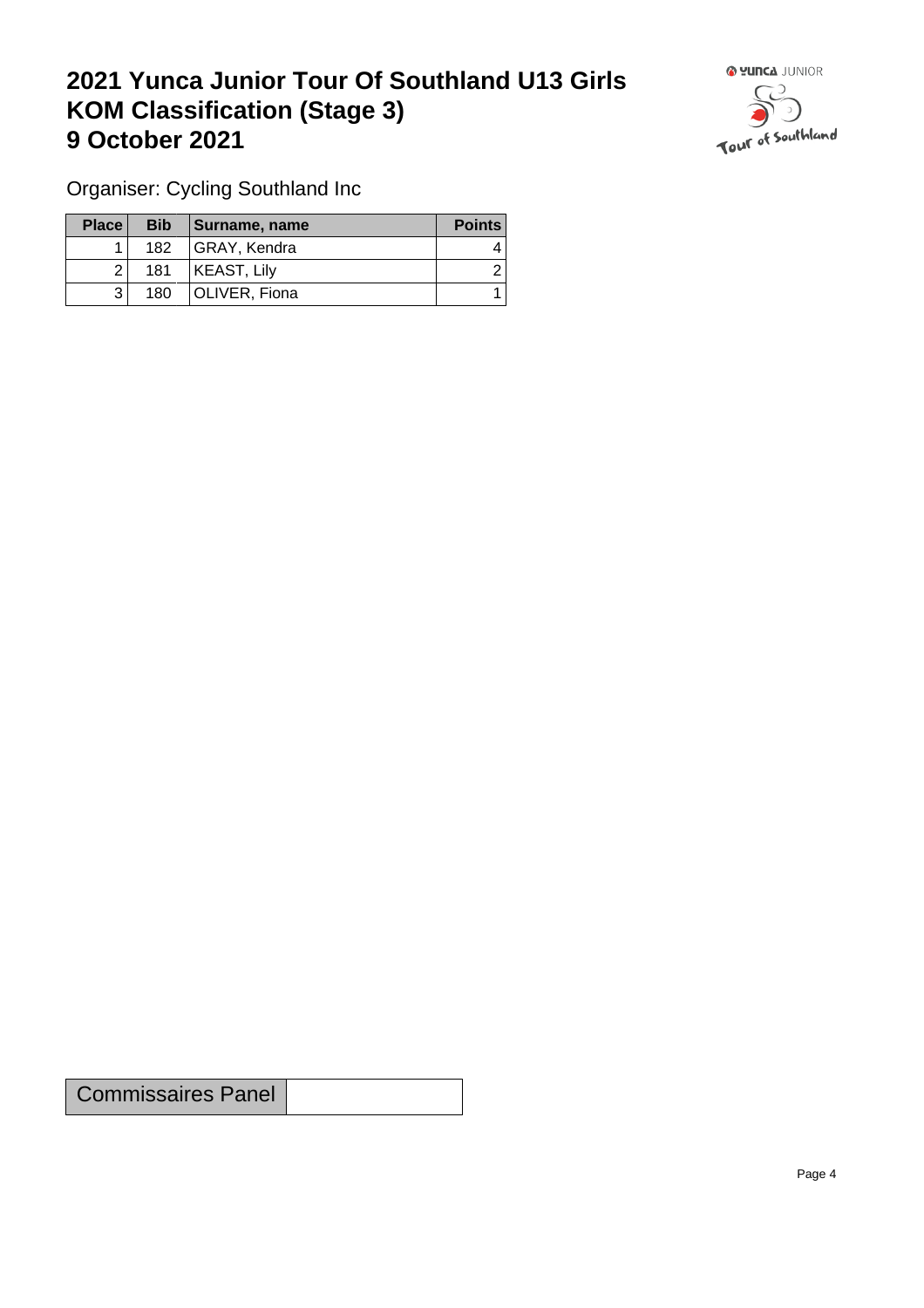# 2021 Yunca Junior Tour Of Southland U13 Girls KOM Classification (Stage 3) 9 October 2021

Organiser: Cycling Southland Inc

| Place | Bib | Surname, name | Points |
|---|---|---|---|
| 1 | 182 | GRAY, Kendra | 4 |
| 2 | 181 | KEAST, Lily | 2 |
| 3 | 180 | OLIVER, Fiona | 1 |

| Commissaires Panel | |
|---|---|